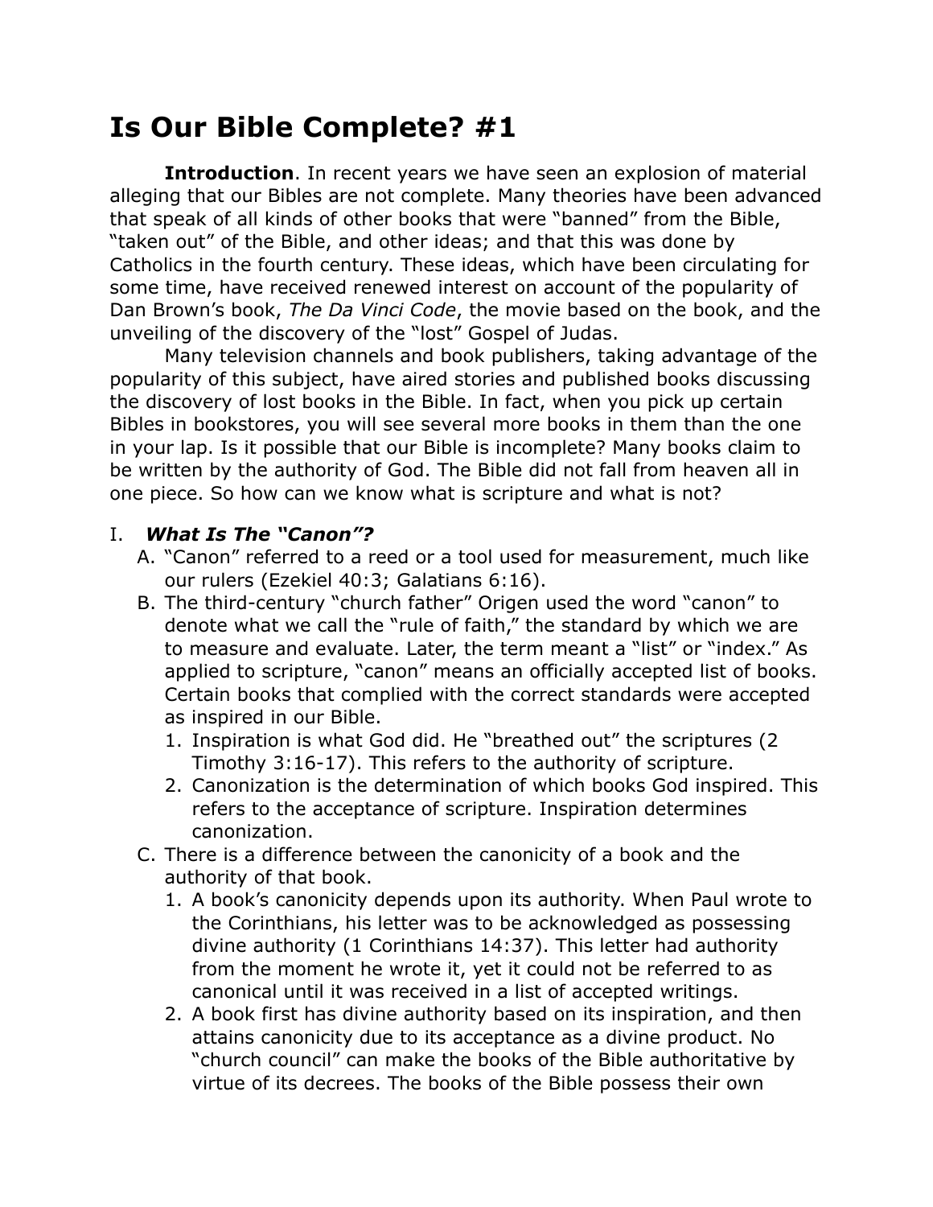# Is Our Bible Complete? #1

**Introduction**. In recent years we have seen an explosion of material alleging that our Bibles are not complete. Many theories have been advanced that speak of all kinds of other books that were "banned" from the Bible, "taken out" of the Bible, and other ideas; and that this was done by Catholics in the fourth century. These ideas, which have been circulating for some time, have received renewed interest on account of the popularity of Dan Brown's book, *The Da Vinci Code*, the movie based on the book, and the unveiling of the discovery of the "lost" Gospel of Judas.

Many television channels and book publishers, taking advantage of the popularity of this subject, have aired stories and published books discussing the discovery of lost books in the Bible. In fact, when you pick up certain Bibles in bookstores, you will see several more books in them than the one in your lap. Is it possible that our Bible is incomplete? Many books claim to be written by the authority of God. The Bible did not fall from heaven all in one piece. So how can we know what is scripture and what is not?

I. ***What Is The "Canon"?***

A. "Canon" referred to a reed or a tool used for measurement, much like our rulers (Ezekiel 40:3; Galatians 6:16).

B. The third-century "church father" Origen used the word "canon" to denote what we call the "rule of faith," the standard by which we are to measure and evaluate. Later, the term meant a "list" or "index." As applied to scripture, "canon" means an officially accepted list of books. Certain books that complied with the correct standards were accepted as inspired in our Bible.

1. Inspiration is what God did. He "breathed out" the scriptures (2 Timothy 3:16-17). This refers to the authority of scripture.
2. Canonization is the determination of which books God inspired. This refers to the acceptance of scripture. Inspiration determines canonization.

C. There is a difference between the canonicity of a book and the authority of that book.

1. A book's canonicity depends upon its authority. When Paul wrote to the Corinthians, his letter was to be acknowledged as possessing divine authority (1 Corinthians 14:37). This letter had authority from the moment he wrote it, yet it could not be referred to as canonical until it was received in a list of accepted writings.
2. A book first has divine authority based on its inspiration, and then attains canonicity due to its acceptance as a divine product. No "church council" can make the books of the Bible authoritative by virtue of its decrees. The books of the Bible possess their own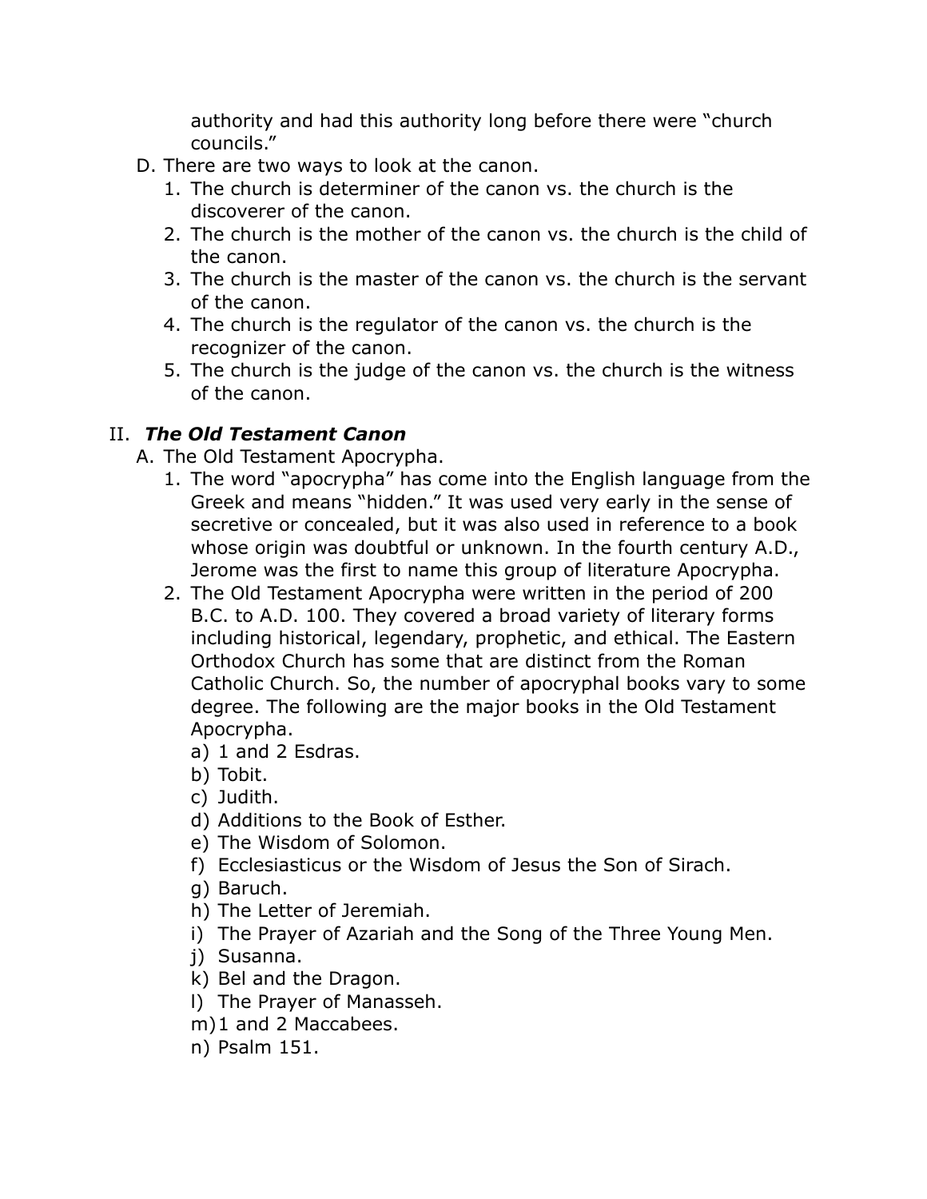authority and had this authority long before there were “church councils.”

D. There are two ways to look at the canon.
   1. The church is determiner of the canon vs. the church is the discoverer of the canon.
   2. The church is the mother of the canon vs. the church is the child of the canon.
   3. The church is the master of the canon vs. the church is the servant of the canon.
   4. The church is the regulator of the canon vs. the church is the recognizer of the canon.
   5. The church is the judge of the canon vs. the church is the witness of the canon.

## II. ***The Old Testament Canon***

A. The Old Testament Apocrypha.
   1. The word “apocrypha” has come into the English language from the Greek and means “hidden.” It was used very early in the sense of secretive or concealed, but it was also used in reference to a book whose origin was doubtful or unknown. In the fourth century A.D., Jerome was the first to name this group of literature Apocrypha.
   2. The Old Testament Apocrypha were written in the period of 200 B.C. to A.D. 100. They covered a broad variety of literary forms including historical, legendary, prophetic, and ethical. The Eastern Orthodox Church has some that are distinct from the Roman Catholic Church. So, the number of apocryphal books vary to some degree. The following are the major books in the Old Testament Apocrypha.
      a) 1 and 2 Esdras.
      b) Tobit.
      c) Judith.
      d) Additions to the Book of Esther.
      e) The Wisdom of Solomon.
      f) Ecclesiasticus or the Wisdom of Jesus the Son of Sirach.
      g) Baruch.
      h) The Letter of Jeremiah.
      i) The Prayer of Azariah and the Song of the Three Young Men.
      j) Susanna.
      k) Bel and the Dragon.
      l) The Prayer of Manasseh.
      m) 1 and 2 Maccabees.
      n) Psalm 151.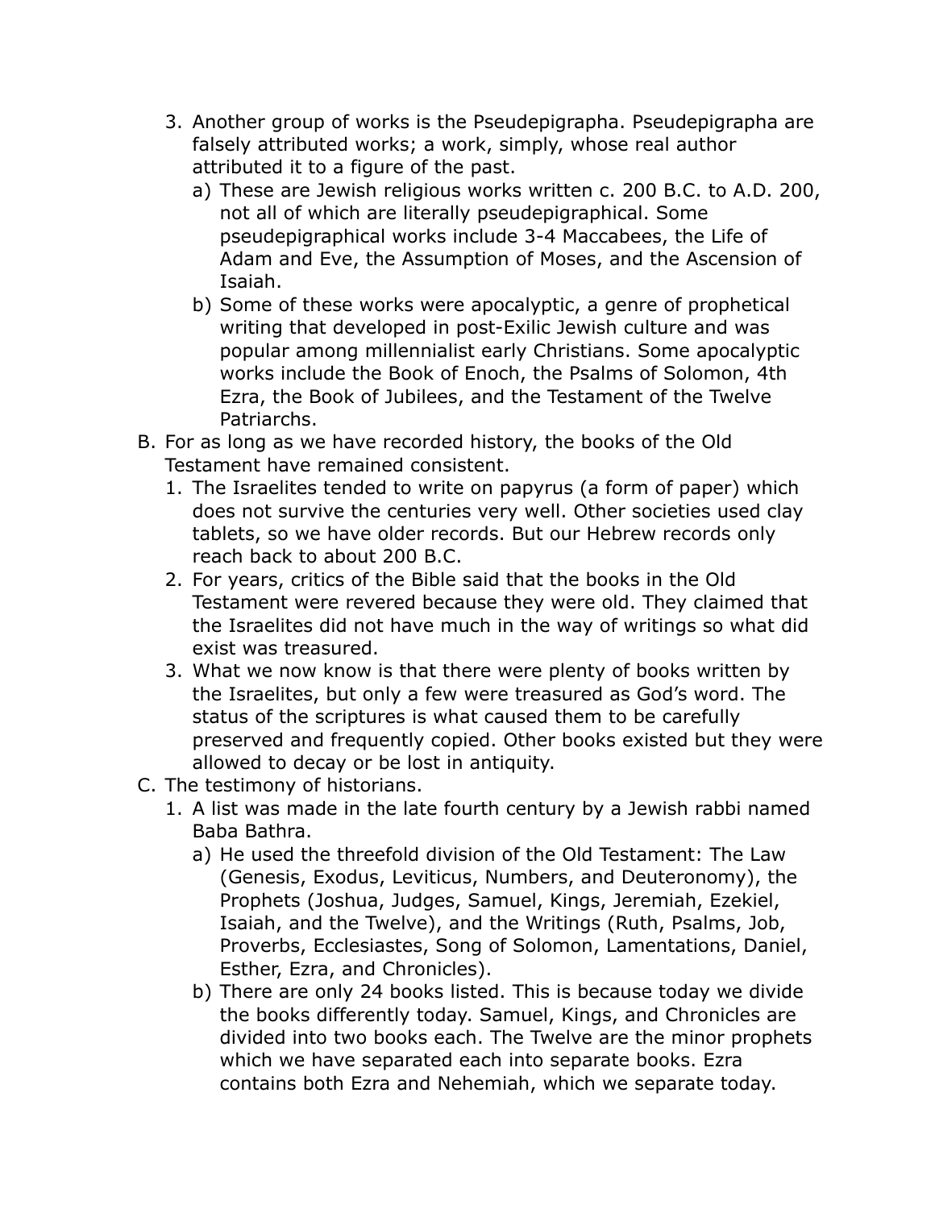3. Another group of works is the Pseudepigrapha. Pseudepigrapha are falsely attributed works; a work, simply, whose real author attributed it to a figure of the past.
   a) These are Jewish religious works written c. 200 B.C. to A.D. 200, not all of which are literally pseudepigraphical. Some pseudepigraphical works include 3-4 Maccabees, the Life of Adam and Eve, the Assumption of Moses, and the Ascension of Isaiah.
   b) Some of these works were apocalyptic, a genre of prophetical writing that developed in post-Exilic Jewish culture and was popular among millennialist early Christians. Some apocalyptic works include the Book of Enoch, the Psalms of Solomon, 4th Ezra, the Book of Jubilees, and the Testament of the Twelve Patriarchs.

B. For as long as we have recorded history, the books of the Old Testament have remained consistent.
   1. The Israelites tended to write on papyrus (a form of paper) which does not survive the centuries very well. Other societies used clay tablets, so we have older records. But our Hebrew records only reach back to about 200 B.C.
   2. For years, critics of the Bible said that the books in the Old Testament were revered because they were old. They claimed that the Israelites did not have much in the way of writings so what did exist was treasured.
   3. What we now know is that there were plenty of books written by the Israelites, but only a few were treasured as God's word. The status of the scriptures is what caused them to be carefully preserved and frequently copied. Other books existed but they were allowed to decay or be lost in antiquity.

C. The testimony of historians.
   1. A list was made in the late fourth century by a Jewish rabbi named Baba Bathra.
      a) He used the threefold division of the Old Testament: The Law (Genesis, Exodus, Leviticus, Numbers, and Deuteronomy), the Prophets (Joshua, Judges, Samuel, Kings, Jeremiah, Ezekiel, Isaiah, and the Twelve), and the Writings (Ruth, Psalms, Job, Proverbs, Ecclesiastes, Song of Solomon, Lamentations, Daniel, Esther, Ezra, and Chronicles).
      b) There are only 24 books listed. This is because today we divide the books differently today. Samuel, Kings, and Chronicles are divided into two books each. The Twelve are the minor prophets which we have separated each into separate books. Ezra contains both Ezra and Nehemiah, which we separate today.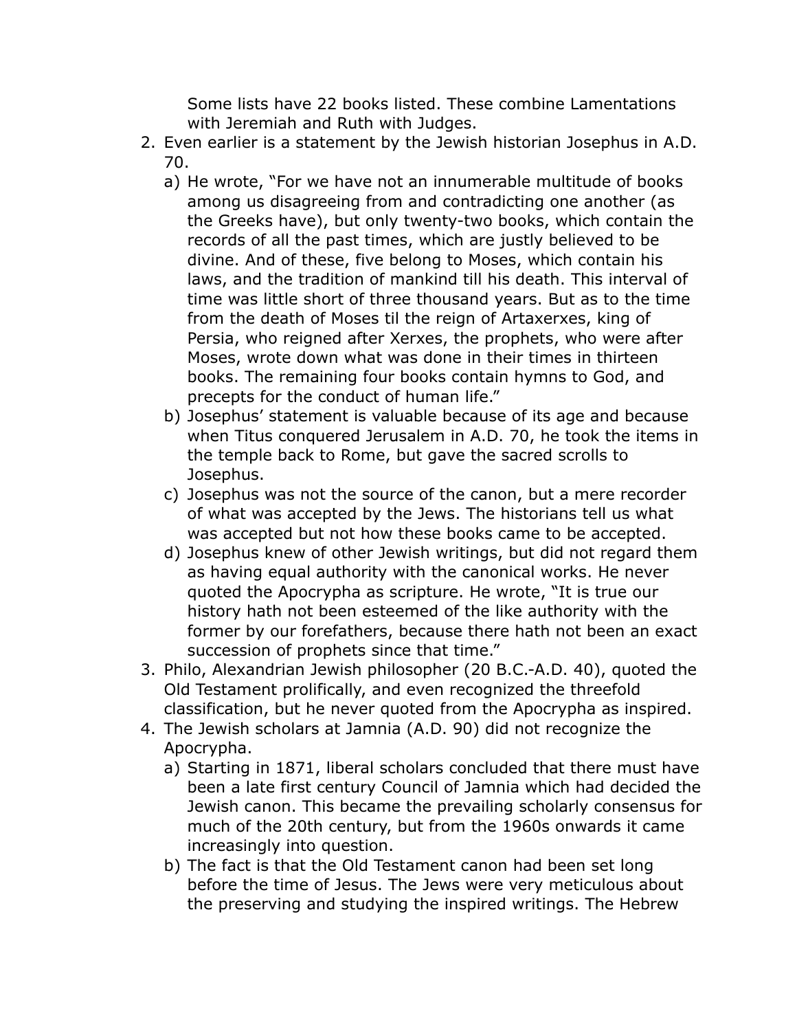Some lists have 22 books listed. These combine Lamentations with Jeremiah and Ruth with Judges.

2. Even earlier is a statement by the Jewish historian Josephus in A.D. 70.
   a) He wrote, "For we have not an innumerable multitude of books among us disagreeing from and contradicting one another (as the Greeks have), but only twenty-two books, which contain the records of all the past times, which are justly believed to be divine. And of these, five belong to Moses, which contain his laws, and the tradition of mankind till his death. This interval of time was little short of three thousand years. But as to the time from the death of Moses til the reign of Artaxerxes, king of Persia, who reigned after Xerxes, the prophets, who were after Moses, wrote down what was done in their times in thirteen books. The remaining four books contain hymns to God, and precepts for the conduct of human life."
   b) Josephus' statement is valuable because of its age and because when Titus conquered Jerusalem in A.D. 70, he took the items in the temple back to Rome, but gave the sacred scrolls to Josephus.
   c) Josephus was not the source of the canon, but a mere recorder of what was accepted by the Jews. The historians tell us what was accepted but not how these books came to be accepted.
   d) Josephus knew of other Jewish writings, but did not regard them as having equal authority with the canonical works. He never quoted the Apocrypha as scripture. He wrote, "It is true our history hath not been esteemed of the like authority with the former by our forefathers, because there hath not been an exact succession of prophets since that time."
3. Philo, Alexandrian Jewish philosopher (20 B.C.-A.D. 40), quoted the Old Testament prolifically, and even recognized the threefold classification, but he never quoted from the Apocrypha as inspired.
4. The Jewish scholars at Jamnia (A.D. 90) did not recognize the Apocrypha.
   a) Starting in 1871, liberal scholars concluded that there must have been a late first century Council of Jamnia which had decided the Jewish canon. This became the prevailing scholarly consensus for much of the 20th century, but from the 1960s onwards it came increasingly into question.
   b) The fact is that the Old Testament canon had been set long before the time of Jesus. The Jews were very meticulous about the preserving and studying the inspired writings. The Hebrew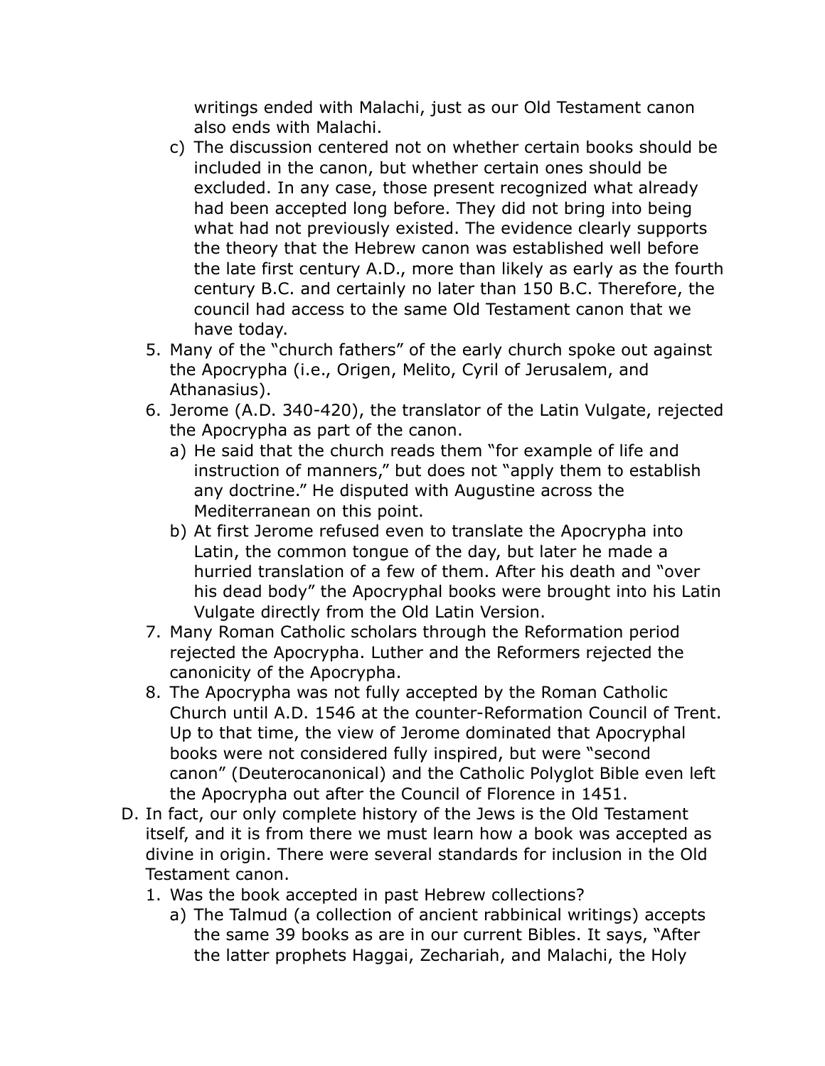writings ended with Malachi, just as our Old Testament canon also ends with Malachi.

   c) The discussion centered not on whether certain books should be included in the canon, but whether certain ones should be excluded. In any case, those present recognized what already had been accepted long before. They did not bring into being what had not previously existed. The evidence clearly supports the theory that the Hebrew canon was established well before the late first century A.D., more than likely as early as the fourth century B.C. and certainly no later than 150 B.C. Therefore, the council had access to the same Old Testament canon that we have today.

5. Many of the "church fathers" of the early church spoke out against the Apocrypha (i.e., Origen, Melito, Cyril of Jerusalem, and Athanasius).
6. Jerome (A.D. 340-420), the translator of the Latin Vulgate, rejected the Apocrypha as part of the canon.
   a) He said that the church reads them "for example of life and instruction of manners," but does not "apply them to establish any doctrine." He disputed with Augustine across the Mediterranean on this point.
   b) At first Jerome refused even to translate the Apocrypha into Latin, the common tongue of the day, but later he made a hurried translation of a few of them. After his death and "over his dead body" the Apocryphal books were brought into his Latin Vulgate directly from the Old Latin Version.
7. Many Roman Catholic scholars through the Reformation period rejected the Apocrypha. Luther and the Reformers rejected the canonicity of the Apocrypha.
8. The Apocrypha was not fully accepted by the Roman Catholic Church until A.D. 1546 at the counter-Reformation Council of Trent. Up to that time, the view of Jerome dominated that Apocryphal books were not considered fully inspired, but were "second canon" (Deuterocanonical) and the Catholic Polyglot Bible even left the Apocrypha out after the Council of Florence in 1451.

D. In fact, our only complete history of the Jews is the Old Testament itself, and it is from there we must learn how a book was accepted as divine in origin. There were several standards for inclusion in the Old Testament canon.

1. Was the book accepted in past Hebrew collections?
   a) The Talmud (a collection of ancient rabbinical writings) accepts the same 39 books as are in our current Bibles. It says, "After the latter prophets Haggai, Zechariah, and Malachi, the Holy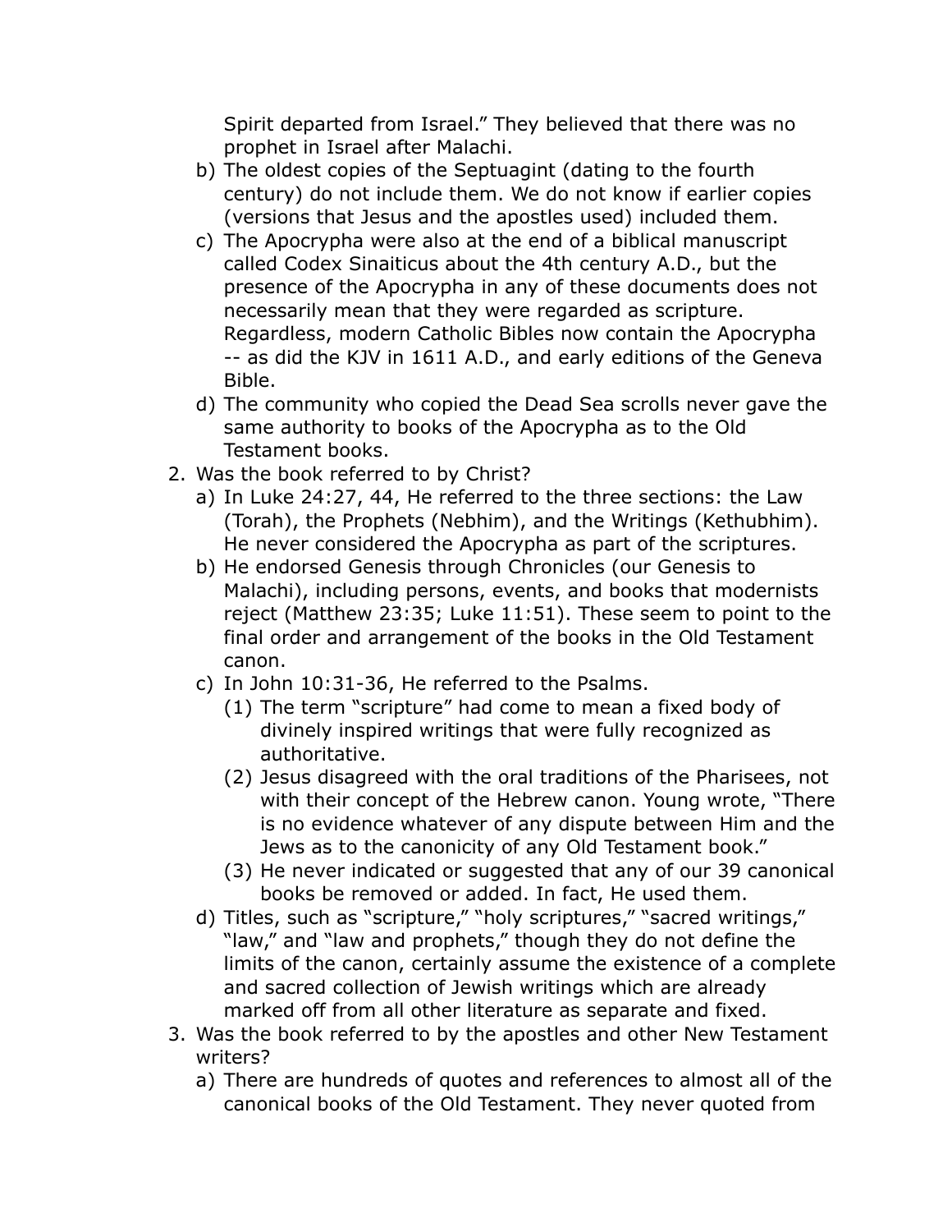Spirit departed from Israel." They believed that there was no prophet in Israel after Malachi.

   b) The oldest copies of the Septuagint (dating to the fourth century) do not include them. We do not know if earlier copies (versions that Jesus and the apostles used) included them.
   c) The Apocrypha were also at the end of a biblical manuscript called Codex Sinaiticus about the 4th century A.D., but the presence of the Apocrypha in any of these documents does not necessarily mean that they were regarded as scripture. Regardless, modern Catholic Bibles now contain the Apocrypha -- as did the KJV in 1611 A.D., and early editions of the Geneva Bible.
   d) The community who copied the Dead Sea scrolls never gave the same authority to books of the Apocrypha as to the Old Testament books.

2. Was the book referred to by Christ?
   a) In Luke 24:27, 44, He referred to the three sections: the Law (Torah), the Prophets (Nebhim), and the Writings (Kethubhim). He never considered the Apocrypha as part of the scriptures.
   b) He endorsed Genesis through Chronicles (our Genesis to Malachi), including persons, events, and books that modernists reject (Matthew 23:35; Luke 11:51). These seem to point to the final order and arrangement of the books in the Old Testament canon.
   c) In John 10:31-36, He referred to the Psalms.
      (1) The term "scripture" had come to mean a fixed body of divinely inspired writings that were fully recognized as authoritative.
      (2) Jesus disagreed with the oral traditions of the Pharisees, not with their concept of the Hebrew canon. Young wrote, "There is no evidence whatever of any dispute between Him and the Jews as to the canonicity of any Old Testament book."
      (3) He never indicated or suggested that any of our 39 canonical books be removed or added. In fact, He used them.
   d) Titles, such as "scripture," "holy scriptures," "sacred writings," "law," and "law and prophets," though they do not define the limits of the canon, certainly assume the existence of a complete and sacred collection of Jewish writings which are already marked off from all other literature as separate and fixed.

3. Was the book referred to by the apostles and other New Testament writers?
   a) There are hundreds of quotes and references to almost all of the canonical books of the Old Testament. They never quoted from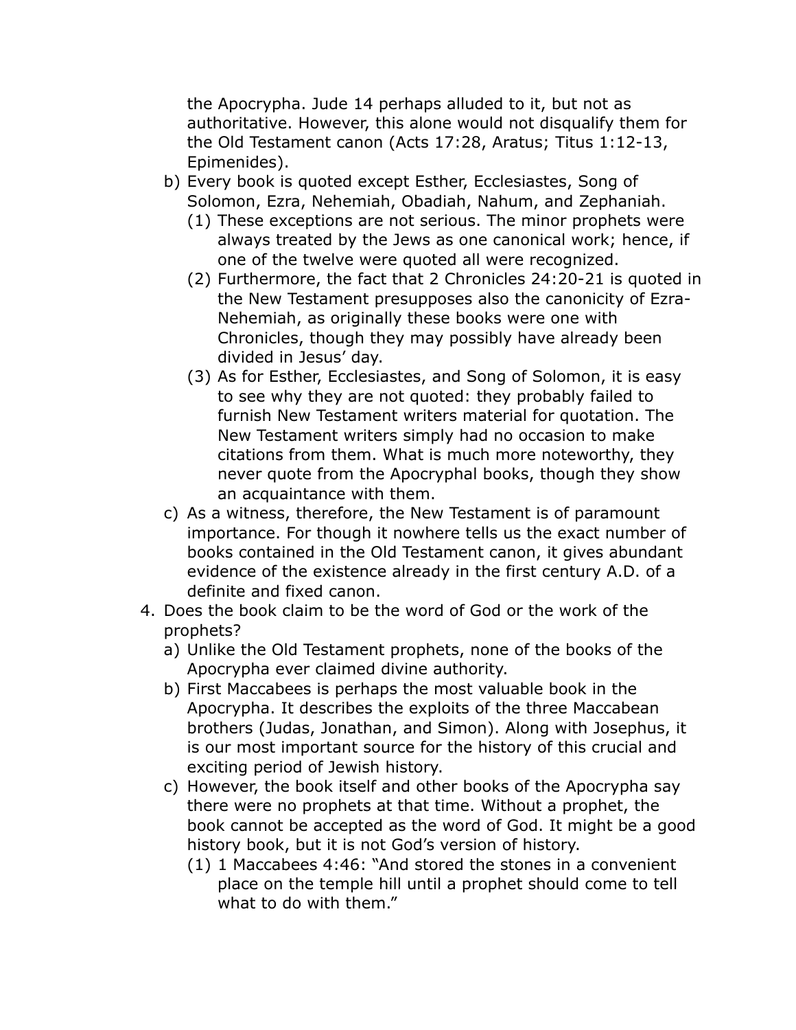the Apocrypha. Jude 14 perhaps alluded to it, but not as authoritative. However, this alone would not disqualify them for the Old Testament canon (Acts 17:28, Aratus; Titus 1:12-13, Epimenides).

   b) Every book is quoted except Esther, Ecclesiastes, Song of Solomon, Ezra, Nehemiah, Obadiah, Nahum, and Zephaniah.
      (1) These exceptions are not serious. The minor prophets were always treated by the Jews as one canonical work; hence, if one of the twelve were quoted all were recognized.
      (2) Furthermore, the fact that 2 Chronicles 24:20-21 is quoted in the New Testament presupposes also the canonicity of Ezra-Nehemiah, as originally these books were one with Chronicles, though they may possibly have already been divided in Jesus' day.
      (3) As for Esther, Ecclesiastes, and Song of Solomon, it is easy to see why they are not quoted: they probably failed to furnish New Testament writers material for quotation. The New Testament writers simply had no occasion to make citations from them. What is much more noteworthy, they never quote from the Apocryphal books, though they show an acquaintance with them.
   c) As a witness, therefore, the New Testament is of paramount importance. For though it nowhere tells us the exact number of books contained in the Old Testament canon, it gives abundant evidence of the existence already in the first century A.D. of a definite and fixed canon.

4. Does the book claim to be the word of God or the work of the prophets?
   a) Unlike the Old Testament prophets, none of the books of the Apocrypha ever claimed divine authority.
   b) First Maccabees is perhaps the most valuable book in the Apocrypha. It describes the exploits of the three Maccabean brothers (Judas, Jonathan, and Simon). Along with Josephus, it is our most important source for the history of this crucial and exciting period of Jewish history.
   c) However, the book itself and other books of the Apocrypha say there were no prophets at that time. Without a prophet, the book cannot be accepted as the word of God. It might be a good history book, but it is not God's version of history.
      (1) 1 Maccabees 4:46: "And stored the stones in a convenient place on the temple hill until a prophet should come to tell what to do with them."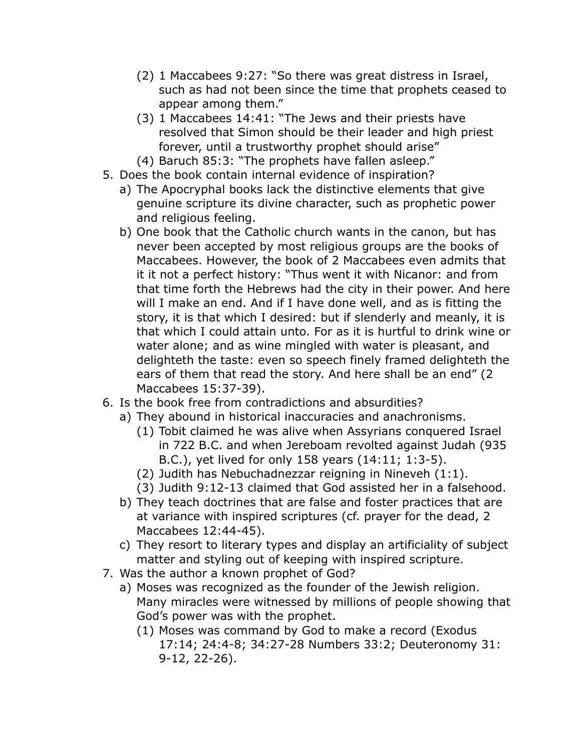(2) 1 Maccabees 9:27: "So there was great distress in Israel, such as had not been since the time that prophets ceased to appear among them."
      (3) 1 Maccabees 14:41: "The Jews and their priests have resolved that Simon should be their leader and high priest forever, until a trustworthy prophet should arise"
      (4) Baruch 85:3: "The prophets have fallen asleep."

5. Does the book contain internal evidence of inspiration?
   a) The Apocryphal books lack the distinctive elements that give genuine scripture its divine character, such as prophetic power and religious feeling.
   b) One book that the Catholic church wants in the canon, but has never been accepted by most religious groups are the books of Maccabees. However, the book of 2 Maccabees even admits that it it not a perfect history: "Thus went it with Nicanor: and from that time forth the Hebrews had the city in their power. And here will I make an end. And if I have done well, and as is fitting the story, it is that which I desired: but if slenderly and meanly, it is that which I could attain unto. For as it is hurtful to drink wine or water alone; and as wine mingled with water is pleasant, and delighteth the taste: even so speech finely framed delighteth the ears of them that read the story. And here shall be an end" (2 Maccabees 15:37-39).
6. Is the book free from contradictions and absurdities?
   a) They abound in historical inaccuracies and anachronisms.
      (1) Tobit claimed he was alive when Assyrians conquered Israel in 722 B.C. and when Jereboam revolted against Judah (935 B.C.), yet lived for only 158 years (14:11; 1:3-5).
      (2) Judith has Nebuchadnezzar reigning in Nineveh (1:1).
      (3) Judith 9:12-13 claimed that God assisted her in a falsehood.
   b) They teach doctrines that are false and foster practices that are at variance with inspired scriptures (cf. prayer for the dead, 2 Maccabees 12:44-45).
   c) They resort to literary types and display an artificiality of subject matter and styling out of keeping with inspired scripture.
7. Was the author a known prophet of God?
   a) Moses was recognized as the founder of the Jewish religion. Many miracles were witnessed by millions of people showing that God's power was with the prophet.
      (1) Moses was command by God to make a record (Exodus 17:14; 24:4-8; 34:27-28 Numbers 33:2; Deuteronomy 31: 9-12, 22-26).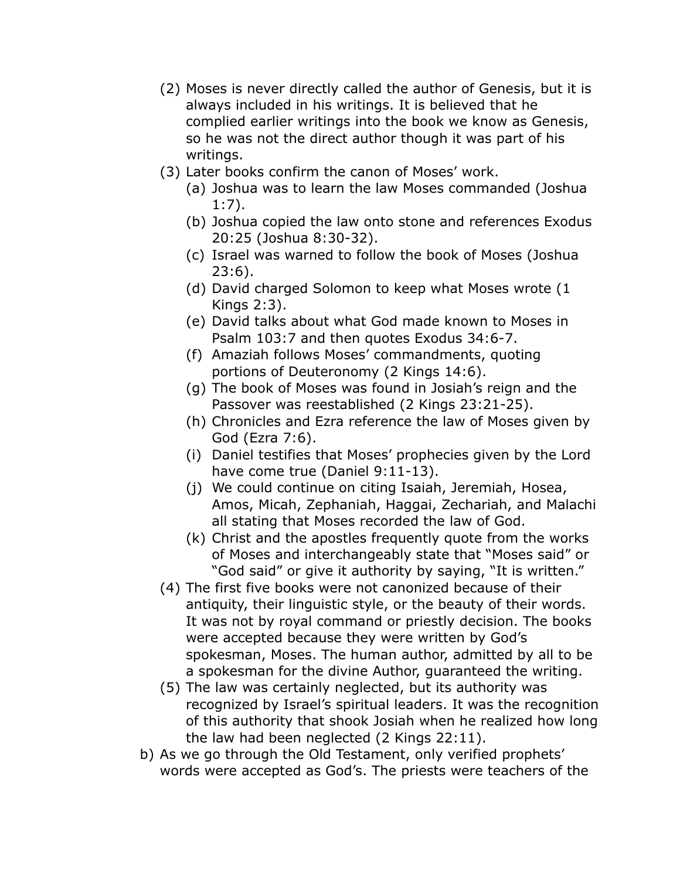(2) Moses is never directly called the author of Genesis, but it is always included in his writings. It is believed that he complied earlier writings into the book we know as Genesis, so he was not the direct author though it was part of his writings.

(3) Later books confirm the canon of Moses' work.

  (a) Joshua was to learn the law Moses commanded (Joshua 1:7).

  (b) Joshua copied the law onto stone and references Exodus 20:25 (Joshua 8:30-32).

  (c) Israel was warned to follow the book of Moses (Joshua 23:6).

  (d) David charged Solomon to keep what Moses wrote (1 Kings 2:3).

  (e) David talks about what God made known to Moses in Psalm 103:7 and then quotes Exodus 34:6-7.

  (f) Amaziah follows Moses' commandments, quoting portions of Deuteronomy (2 Kings 14:6).

  (g) The book of Moses was found in Josiah's reign and the Passover was reestablished (2 Kings 23:21-25).

  (h) Chronicles and Ezra reference the law of Moses given by God (Ezra 7:6).

  (i) Daniel testifies that Moses' prophecies given by the Lord have come true (Daniel 9:11-13).

  (j) We could continue on citing Isaiah, Jeremiah, Hosea, Amos, Micah, Zephaniah, Haggai, Zechariah, and Malachi all stating that Moses recorded the law of God.

  (k) Christ and the apostles frequently quote from the works of Moses and interchangeably state that "Moses said" or "God said" or give it authority by saying, "It is written."

(4) The first five books were not canonized because of their antiquity, their linguistic style, or the beauty of their words. It was not by royal command or priestly decision. The books were accepted because they were written by God's spokesman, Moses. The human author, admitted by all to be a spokesman for the divine Author, guaranteed the writing.

(5) The law was certainly neglected, but its authority was recognized by Israel's spiritual leaders. It was the recognition of this authority that shook Josiah when he realized how long the law had been neglected (2 Kings 22:11).

b) As we go through the Old Testament, only verified prophets' words were accepted as God's. The priests were teachers of the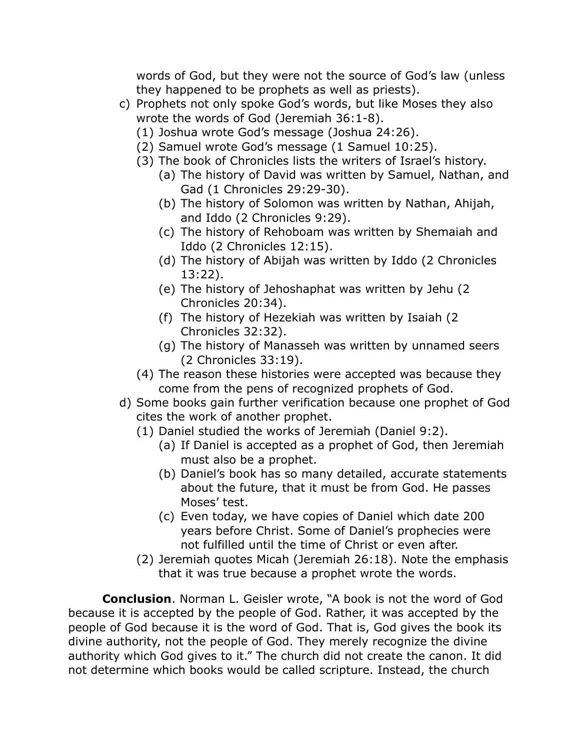words of God, but they were not the source of God's law (unless they happened to be prophets as well as priests).

c) Prophets not only spoke God's words, but like Moses they also wrote the words of God (Jeremiah 36:1-8).
   (1) Joshua wrote God's message (Joshua 24:26).
   (2) Samuel wrote God's message (1 Samuel 10:25).
   (3) The book of Chronicles lists the writers of Israel's history.
      (a) The history of David was written by Samuel, Nathan, and Gad (1 Chronicles 29:29-30).
      (b) The history of Solomon was written by Nathan, Ahijah, and Iddo (2 Chronicles 9:29).
      (c) The history of Rehoboam was written by Shemaiah and Iddo (2 Chronicles 12:15).
      (d) The history of Abijah was written by Iddo (2 Chronicles 13:22).
      (e) The history of Jehoshaphat was written by Jehu (2 Chronicles 20:34).
      (f) The history of Hezekiah was written by Isaiah (2 Chronicles 32:32).
      (g) The history of Manasseh was written by unnamed seers (2 Chronicles 33:19).
   (4) The reason these histories were accepted was because they come from the pens of recognized prophets of God.

d) Some books gain further verification because one prophet of God cites the work of another prophet.
   (1) Daniel studied the works of Jeremiah (Daniel 9:2).
      (a) If Daniel is accepted as a prophet of God, then Jeremiah must also be a prophet.
      (b) Daniel's book has so many detailed, accurate statements about the future, that it must be from God. He passes Moses' test.
      (c) Even today, we have copies of Daniel which date 200 years before Christ. Some of Daniel's prophecies were not fulfilled until the time of Christ or even after.
   (2) Jeremiah quotes Micah (Jeremiah 26:18). Note the emphasis that it was true because a prophet wrote the words.

**Conclusion**. Norman L. Geisler wrote, "A book is not the word of God because it is accepted by the people of God. Rather, it was accepted by the people of God because it is the word of God. That is, God gives the book its divine authority, not the people of God. They merely recognize the divine authority which God gives to it." The church did not create the canon. It did not determine which books would be called scripture. Instead, the church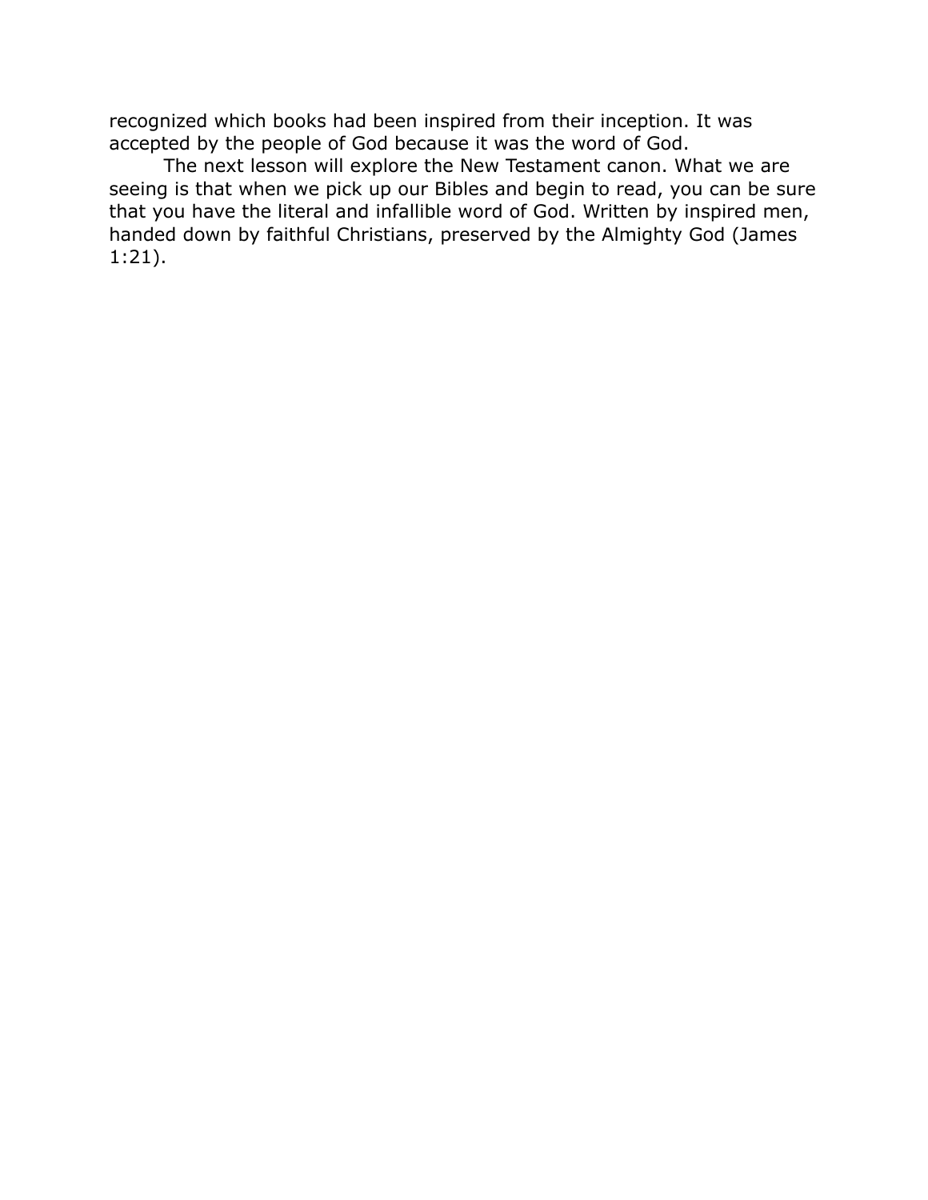recognized which books had been inspired from their inception. It was accepted by the people of God because it was the word of God.

The next lesson will explore the New Testament canon. What we are seeing is that when we pick up our Bibles and begin to read, you can be sure that you have the literal and infallible word of God. Written by inspired men, handed down by faithful Christians, preserved by the Almighty God (James 1:21).